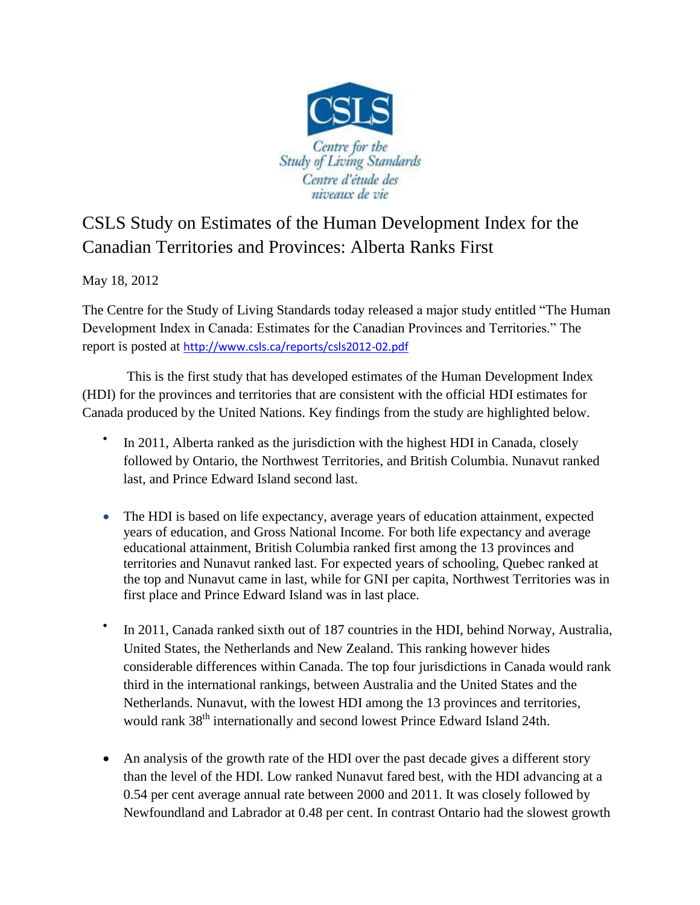CSLS

Centre for the Study of Living Standards
Centre d'étude des niveaux de vie

# CSLS Study on Estimates of the Human Development Index for the Canadian Territories and Provinces: Alberta Ranks First

May 18, 2012

The Centre for the Study of Living Standards today released a major study entitled "The Human Development Index in Canada: Estimates for the Canadian Provinces and Territories." The report is posted at http://www.csls.ca/reports/csls2012-02.pdf

This is the first study that has developed estimates of the Human Development Index (HDI) for the provinces and territories that are consistent with the official HDI estimates for Canada produced by the United Nations. Key findings from the study are highlighted below.

- In 2011, Alberta ranked as the jurisdiction with the highest HDI in Canada, closely followed by Ontario, the Northwest Territories, and British Columbia. Nunavut ranked last, and Prince Edward Island second last.
- The HDI is based on life expectancy, average years of education attainment, expected years of education, and Gross National Income. For both life expectancy and average educational attainment, British Columbia ranked first among the 13 provinces and territories and Nunavut ranked last. For expected years of schooling, Quebec ranked at the top and Nunavut came in last, while for GNI per capita, Northwest Territories was in first place and Prince Edward Island was in last place.
- In 2011, Canada ranked sixth out of 187 countries in the HDI, behind Norway, Australia, United States, the Netherlands and New Zealand. This ranking however hides considerable differences within Canada. The top four jurisdictions in Canada would rank third in the international rankings, between Australia and the United States and the Netherlands. Nunavut, with the lowest HDI among the 13 provinces and territories, would rank 38th internationally and second lowest Prince Edward Island 24th.
- An analysis of the growth rate of the HDI over the past decade gives a different story than the level of the HDI. Low ranked Nunavut fared best, with the HDI advancing at a 0.54 per cent average annual rate between 2000 and 2011. It was closely followed by Newfoundland and Labrador at 0.48 per cent. In contrast Ontario had the slowest growth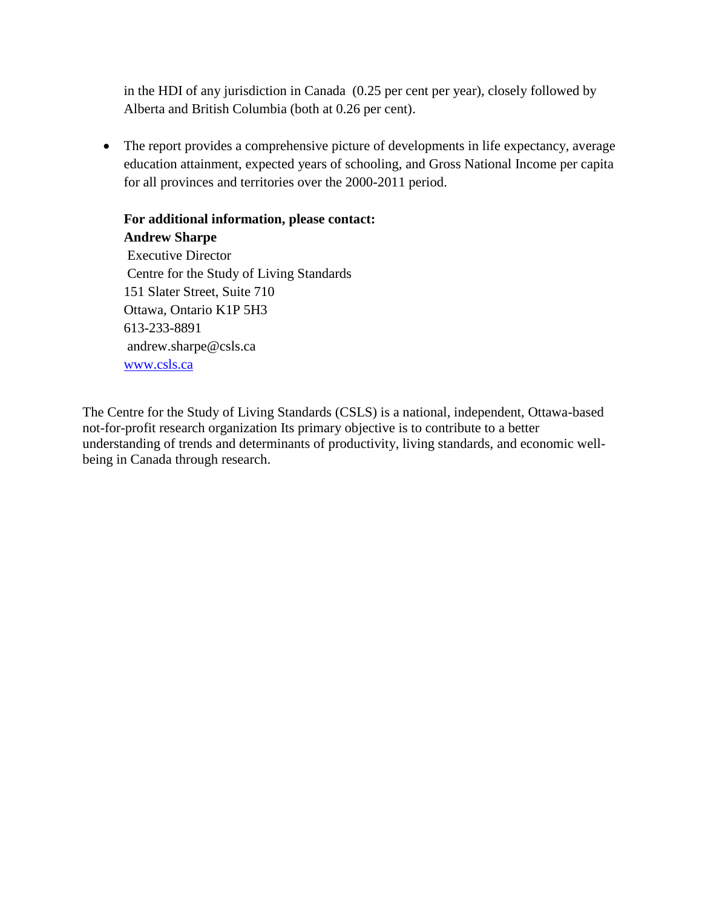in the HDI of any jurisdiction in Canada (0.25 per cent per year), closely followed by Alberta and British Columbia (both at 0.26 per cent).

- The report provides a comprehensive picture of developments in life expectancy, average education attainment, expected years of schooling, and Gross National Income per capita for all provinces and territories over the 2000-2011 period.

**For additional information, please contact:**
**Andrew Sharpe**
Executive Director
Centre for the Study of Living Standards
151 Slater Street, Suite 710
Ottawa, Ontario K1P 5H3
613-233-8891
andrew.sharpe@csls.ca
www.csls.ca

The Centre for the Study of Living Standards (CSLS) is a national, independent, Ottawa-based not-for-profit research organization Its primary objective is to contribute to a better understanding of trends and determinants of productivity, living standards, and economic well-being in Canada through research.